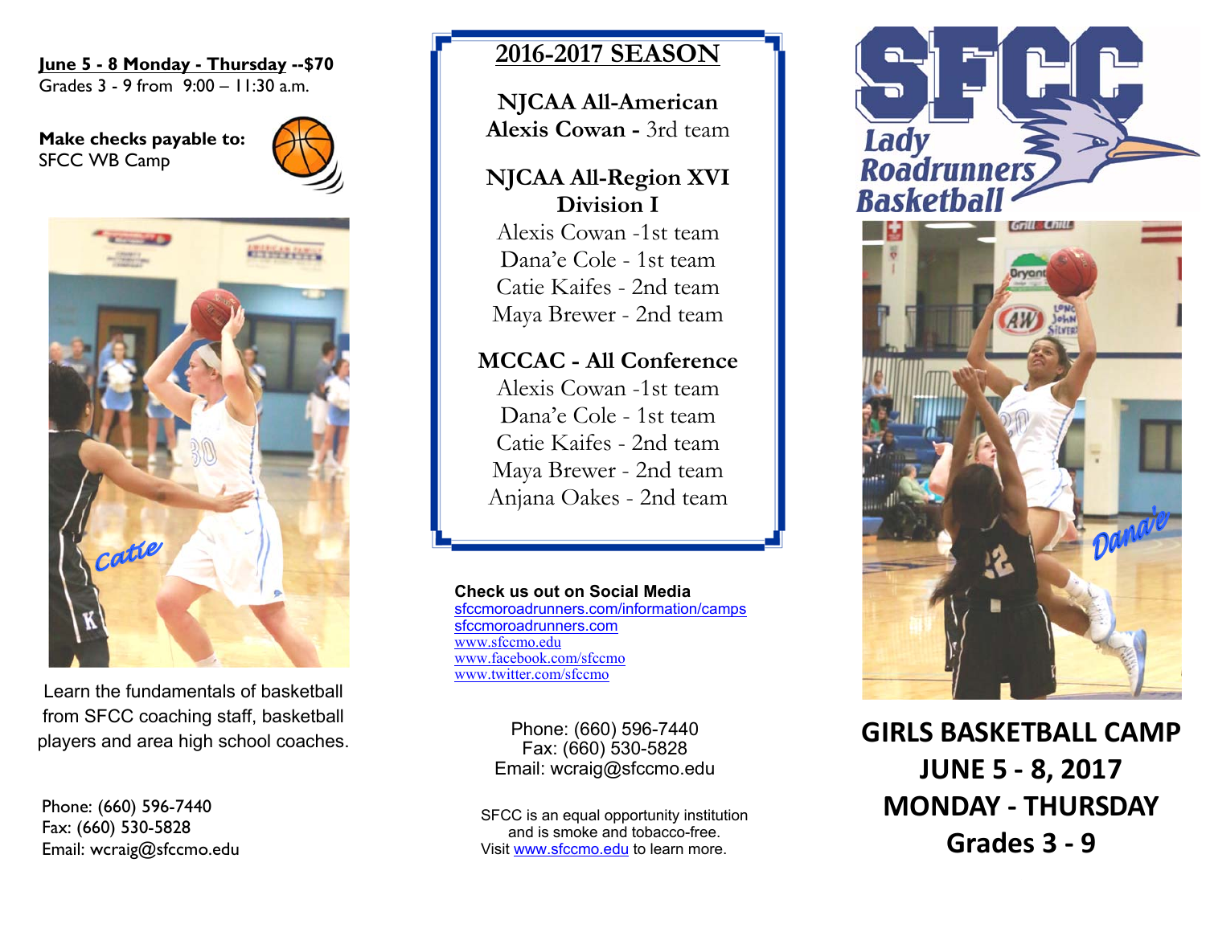**June 5 - 8 Monday - Thursday --$70**
Grades 3 - 9 from 9:00 – 11:30 a.m.

**Make checks payable to:**
SFCC WB Camp

Catie

Learn the fundamentals of basketball from SFCC coaching staff, basketball players and area high school coaches.

Phone: (660) 596-7440
Fax: (660) 530-5828
Email: wcraig@sfccmo.edu

## 2016-2017 SEASON

**NJCAA All-American**
**Alexis Cowan** - 3rd team

**NJCAA All-Region XVI Division I**
Alexis Cowan -1st team
Dana'e Cole - 1st team
Catie Kaifes - 2nd team
Maya Brewer - 2nd team

**MCCAC - All Conference**
Alexis Cowan -1st team
Dana'e Cole - 1st team
Catie Kaifes - 2nd team
Maya Brewer - 2nd team
Anjana Oakes - 2nd team

**Check us out on Social Media**
sfccmoroadrunners.com/information/camps
sfccmoroadrunners.com
www.sfccmo.edu
www.facebook.com/sfccmo
www.twitter.com/sfccmo

Phone: (660) 596-7440
Fax: (660) 530-5828
Email: wcraig@sfccmo.edu

SFCC is an equal opportunity institution and is smoke and tobacco-free.
Visit www.sfccmo.edu to learn more.

# SFCC Lady Roadrunners Basketball

Dana'e

## GIRLS BASKETBALL CAMP
## JUNE 5 - 8, 2017
## MONDAY - THURSDAY
## Grades 3 - 9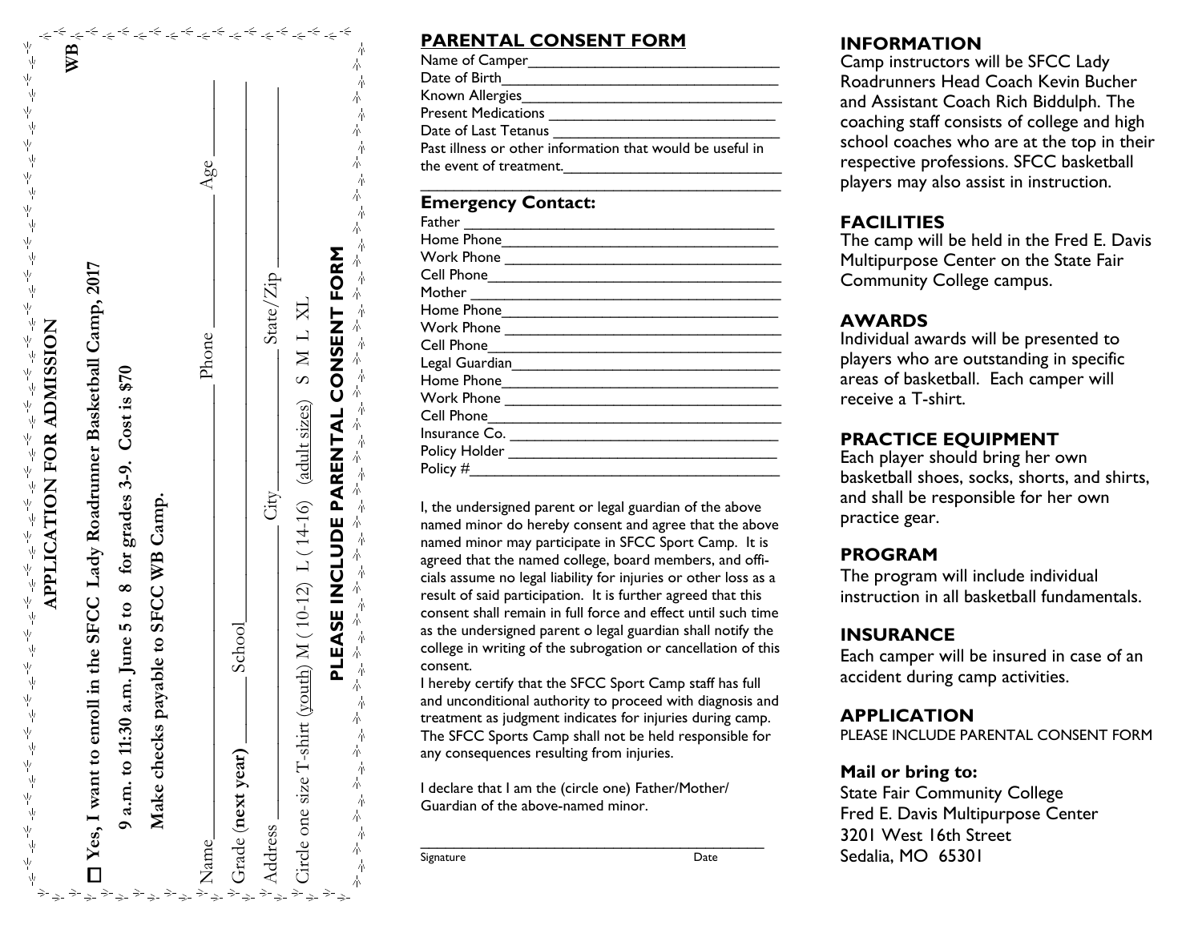## APPLICATION FOR ADMISSION

**WB**

☐ **Yes, I want to enroll in the SFCC Lady Roadrunner Basketball Camp, 2017**

**9 a.m. to 11:30 a.m. June 5 to 8 for grades 3-9. Cost is $70**

**Make checks payable to SFCC WB Camp.**

Name_______________ Phone_______________ Age_______

Grade **(next year)**_______ School_______________

Address_______________ City_______ State/Zip_______

Circle one size T-shirt (youth) M (10-12) L (14-16) (adult sizes) S M L XL

**PLEASE INCLUDE PARENTAL CONSENT FORM**

## PARENTAL CONSENT FORM

Name of Camper_______________

Date of Birth_______________

Known Allergies_______________

Present Medications _______________

Date of Last Tetanus _______________

Past illness or other information that would be useful in the event of treatment._______________

### Emergency Contact:

Father _______________

Home Phone_______________

Work Phone _______________

Cell Phone_______________

Mother _______________

Home Phone_______________

Work Phone _______________

Cell Phone_______________

Legal Guardian_______________

Home Phone_______________

Work Phone _______________

Cell Phone_______________

Insurance Co. _______________

Policy Holder _______________

Policy #_______________

I, the undersigned parent or legal guardian of the above named minor do hereby consent and agree that the above named minor may participate in SFCC Sport Camp. It is agreed that the named college, board members, and officials assume no legal liability for injuries or other loss as a result of said participation. It is further agreed that this consent shall remain in full force and effect until such time as the undersigned parent o legal guardian shall notify the college in writing of the subrogation or cancellation of this consent.

I hereby certify that the SFCC Sport Camp staff has full and unconditional authority to proceed with diagnosis and treatment as judgment indicates for injuries during camp. The SFCC Sports Camp shall not be held responsible for any consequences resulting from injuries.

I declare that I am the (circle one) Father/Mother/Guardian of the above-named minor.

_______________________________________

Signature Date

## INFORMATION

Camp instructors will be SFCC Lady Roadrunners Head Coach Kevin Bucher and Assistant Coach Rich Biddulph. The coaching staff consists of college and high school coaches who are at the top in their respective professions. SFCC basketball players may also assist in instruction.

## FACILITIES

The camp will be held in the Fred E. Davis Multipurpose Center on the State Fair Community College campus.

## AWARDS

Individual awards will be presented to players who are outstanding in specific areas of basketball. Each camper will receive a T-shirt.

## PRACTICE EQUIPMENT

Each player should bring her own basketball shoes, socks, shorts, and shirts, and shall be responsible for her own practice gear.

## PROGRAM

The program will include individual instruction in all basketball fundamentals.

## INSURANCE

Each camper will be insured in case of an accident during camp activities.

## APPLICATION

PLEASE INCLUDE PARENTAL CONSENT FORM

**Mail or bring to:**

State Fair Community College
Fred E. Davis Multipurpose Center
3201 West 16th Street
Sedalia, MO 65301